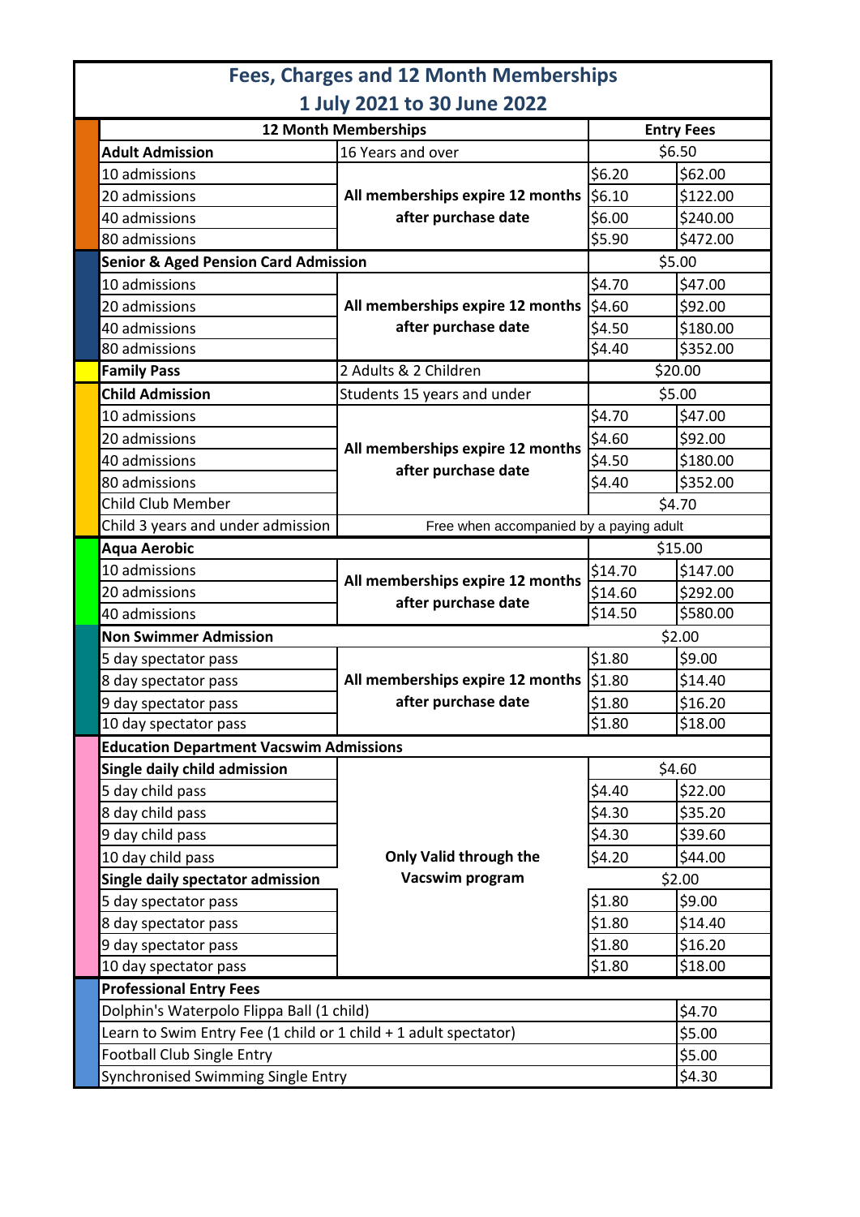# Fees, Charges and 12 Month Memberships

## 1 July 2021 to 30 June 2022

| 12 Month Memberships | | Entry Fees | |
|---|---|---|---|
| **Adult Admission** | 16 Years and over | $6.50 | |
| 10 admissions | **All memberships expire 12 months after purchase date** | $6.20 | $62.00 |
| 20 admissions | | $6.10 | $122.00 |
| 40 admissions | | $6.00 | $240.00 |
| 80 admissions | | $5.90 | $472.00 |
| **Senior & Aged Pension Card Admission** | | $5.00 | |
| 10 admissions | **All memberships expire 12 months after purchase date** | $4.70 | $47.00 |
| 20 admissions | | $4.60 | $92.00 |
| 40 admissions | | $4.50 | $180.00 |
| 80 admissions | | $4.40 | $352.00 |
| **Family Pass** | 2 Adults & 2 Children | $20.00 | |
| **Child Admission** | Students 15 years and under | $5.00 | |
| 10 admissions | **All memberships expire 12 months after purchase date** | $4.70 | $47.00 |
| 20 admissions | | $4.60 | $92.00 |
| 40 admissions | | $4.50 | $180.00 |
| 80 admissions | | $4.40 | $352.00 |
| Child Club Member | | $4.70 | |
| Child 3 years and under admission | Free when accompanied by a paying adult | | |
| **Aqua Aerobic** | | $15.00 | |
| 10 admissions | **All memberships expire 12 months after purchase date** | $14.70 | $147.00 |
| 20 admissions | | $14.60 | $292.00 |
| 40 admissions | | $14.50 | $580.00 |
| **Non Swimmer Admission** | | $2.00 | |
| 5 day spectator pass | **All memberships expire 12 months after purchase date** | $1.80 | $9.00 |
| 8 day spectator pass | | $1.80 | $14.40 |
| 9 day spectator pass | | $1.80 | $16.20 |
| 10 day spectator pass | | $1.80 | $18.00 |
| **Education Department Vacswim Admissions** | | | |
| **Single daily child admission** | **Only Valid through the Vacswim program** | $4.60 | |
| 5 day child pass | | $4.40 | $22.00 |
| 8 day child pass | | $4.30 | $35.20 |
| 9 day child pass | | $4.30 | $39.60 |
| 10 day child pass | | $4.20 | $44.00 |
| **Single daily spectator admission** | | $2.00 | |
| 5 day spectator pass | | $1.80 | $9.00 |
| 8 day spectator pass | | $1.80 | $14.40 |
| 9 day spectator pass | | $1.80 | $16.20 |
| 10 day spectator pass | | $1.80 | $18.00 |
| **Professional Entry Fees** | | | |
| Dolphin's Waterpolo Flippa Ball (1 child) | | | $4.70 |
| Learn to Swim Entry Fee (1 child or 1 child + 1 adult spectator) | | | $5.00 |
| Football Club Single Entry | | | $5.00 |
| Synchronised Swimming Single Entry | | | $4.30 |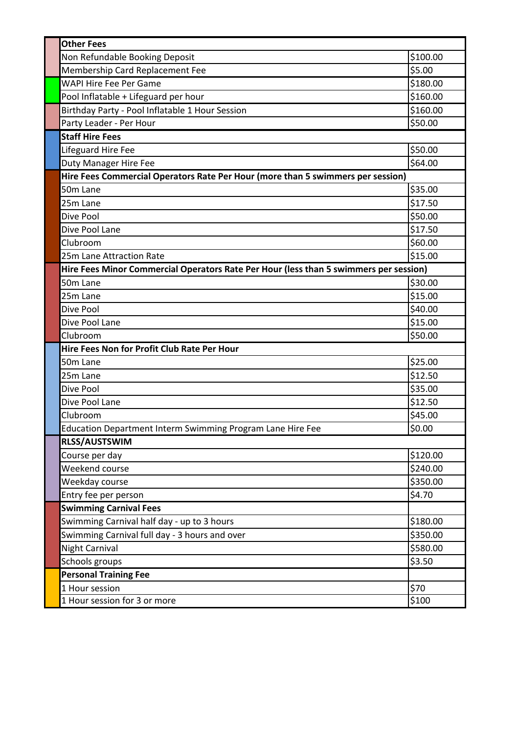| | |
|---|---|
| **Other Fees** | |
| Non Refundable Booking Deposit | $100.00 |
| Membership Card Replacement Fee | $5.00 |
| WAPI Hire Fee Per Game | $180.00 |
| Pool Inflatable + Lifeguard per hour | $160.00 |
| Birthday Party - Pool Inflatable 1 Hour Session | $160.00 |
| Party Leader - Per Hour | $50.00 |
| **Staff Hire Fees** | |
| Lifeguard Hire Fee | $50.00 |
| Duty Manager Hire Fee | $64.00 |
| **Hire Fees Commercial Operators Rate Per Hour (more than 5 swimmers per session)** | |
| 50m Lane | $35.00 |
| 25m Lane | $17.50 |
| Dive Pool | $50.00 |
| Dive Pool Lane | $17.50 |
| Clubroom | $60.00 |
| 25m Lane Attraction Rate | $15.00 |
| **Hire Fees Minor Commercial Operators Rate Per Hour (less than 5 swimmers per session)** | |
| 50m Lane | $30.00 |
| 25m Lane | $15.00 |
| Dive Pool | $40.00 |
| Dive Pool Lane | $15.00 |
| Clubroom | $50.00 |
| **Hire Fees Non for Profit Club Rate Per Hour** | |
| 50m Lane | $25.00 |
| 25m Lane | $12.50 |
| Dive Pool | $35.00 |
| Dive Pool Lane | $12.50 |
| Clubroom | $45.00 |
| Education Department Interm Swimming Program Lane Hire Fee | $0.00 |
| **RLSS/AUSTSWIM** | |
| Course per day | $120.00 |
| Weekend course | $240.00 |
| Weekday course | $350.00 |
| Entry fee per person | $4.70 |
| **Swimming Carnival Fees** | |
| Swimming Carnival half day - up to 3 hours | $180.00 |
| Swimming Carnival full day - 3 hours and over | $350.00 |
| Night Carnival | $580.00 |
| Schools groups | $3.50 |
| **Personal Training Fee** | |
| 1 Hour session | $70 |
| 1 Hour session for 3 or more | $100 |